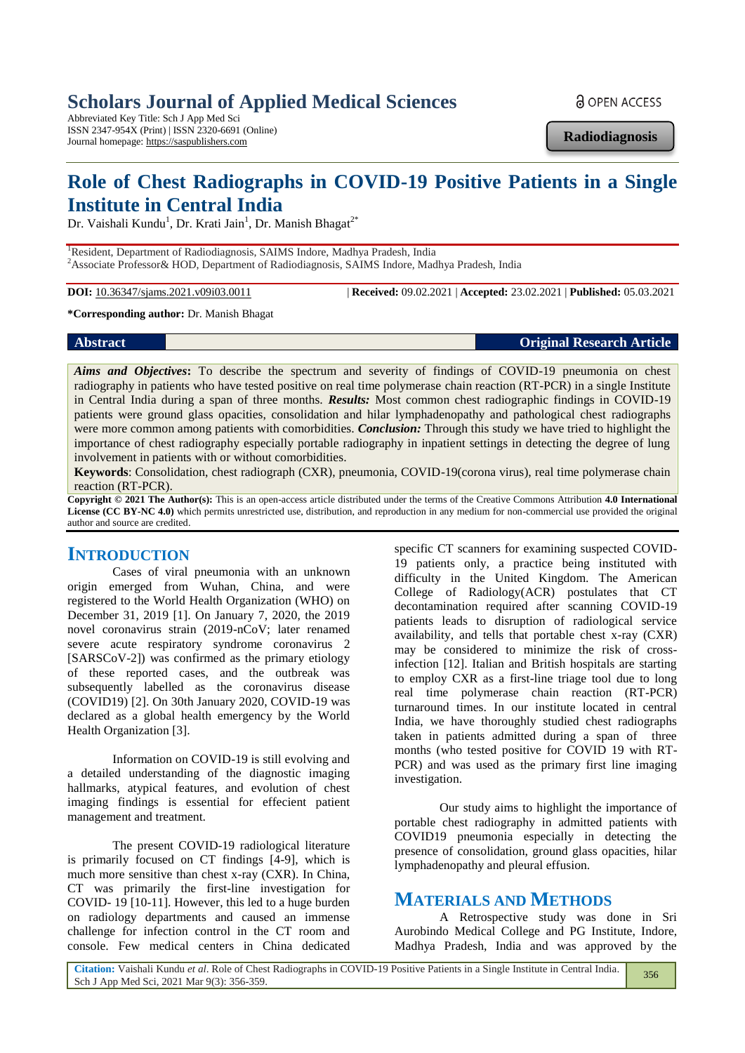# Scholars Journal of Applied Medical Sciences

Abbreviated Key Title: Sch J App Med Sci
ISSN 2347-954X (Print) | ISSN 2320-6691 (Online)
Journal homepage: https://saspublishers.com

OPEN ACCESS

**Radiodiagnosis**

# Role of Chest Radiographs in COVID-19 Positive Patients in a Single Institute in Central India

Dr. Vaishali Kundu[1], Dr. Krati Jain[1], Dr. Manish Bhagat[2*]

[1]Resident, Department of Radiodiagnosis, SAIMS Indore, Madhya Pradesh, India
[2]Associate Professor& HOD, Department of Radiodiagnosis, SAIMS Indore, Madhya Pradesh, India

**DOI:** 10.36347/sjams.2021.v09i03.0011 | **Received:** 09.02.2021 | **Accepted:** 23.02.2021 | **Published:** 05.03.2021

**\*Corresponding author:** Dr. Manish Bhagat

**Abstract** | **Original Research Article**

***Aims and Objectives*:** To describe the spectrum and severity of findings of COVID-19 pneumonia on chest radiography in patients who have tested positive on real time polymerase chain reaction (RT-PCR) in a single Institute in Central India during a span of three months. ***Results:*** Most common chest radiographic findings in COVID-19 patients were ground glass opacities, consolidation and hilar lymphadenopathy and pathological chest radiographs were more common among patients with comorbidities. ***Conclusion:*** Through this study we have tried to highlight the importance of chest radiography especially portable radiography in inpatient settings in detecting the degree of lung involvement in patients with or without comorbidities.

**Keywords**: Consolidation, chest radiograph (CXR), pneumonia, COVID-19(corona virus), real time polymerase chain reaction (RT-PCR).

**Copyright © 2021 The Author(s):** This is an open-access article distributed under the terms of the Creative Commons Attribution **4.0 International License (CC BY-NC 4.0)** which permits unrestricted use, distribution, and reproduction in any medium for non-commercial use provided the original author and source are credited.

## INTRODUCTION

Cases of viral pneumonia with an unknown origin emerged from Wuhan, China, and were registered to the World Health Organization (WHO) on December 31, 2019 [1]. On January 7, 2020, the 2019 novel coronavirus strain (2019-nCoV; later renamed severe acute respiratory syndrome coronavirus 2 [SARSCoV-2]) was confirmed as the primary etiology of these reported cases, and the outbreak was subsequently labelled as the coronavirus disease (COVID19) [2]. On 30th January 2020, COVID-19 was declared as a global health emergency by the World Health Organization [3].

Information on COVID-19 is still evolving and a detailed understanding of the diagnostic imaging hallmarks, atypical features, and evolution of chest imaging findings is essential for effecient patient management and treatment.

The present COVID-19 radiological literature is primarily focused on CT findings [4-9], which is much more sensitive than chest x-ray (CXR). In China, CT was primarily the first-line investigation for COVID- 19 [10-11]. However, this led to a huge burden on radiology departments and caused an immense challenge for infection control in the CT room and console. Few medical centers in China dedicated specific CT scanners for examining suspected COVID-19 patients only, a practice being instituted with difficulty in the United Kingdom. The American College of Radiology(ACR) postulates that CT decontamination required after scanning COVID-19 patients leads to disruption of radiological service availability, and tells that portable chest x-ray (CXR) may be considered to minimize the risk of cross-infection [12]. Italian and British hospitals are starting to employ CXR as a first-line triage tool due to long real time polymerase chain reaction (RT-PCR) turnaround times. In our institute located in central India, we have thoroughly studied chest radiographs taken in patients admitted during a span of three months (who tested positive for COVID 19 with RT-PCR) and was used as the primary first line imaging investigation.

Our study aims to highlight the importance of portable chest radiography in admitted patients with COVID19 pneumonia especially in detecting the presence of consolidation, ground glass opacities, hilar lymphadenopathy and pleural effusion.

## MATERIALS AND METHODS

A Retrospective study was done in Sri Aurobindo Medical College and PG Institute, Indore, Madhya Pradesh, India and was approved by the

**Citation:** Vaishali Kundu *et al*. Role of Chest Radiographs in COVID-19 Positive Patients in a Single Institute in Central India. Sch J App Med Sci, 2021 Mar 9(3): 356-359.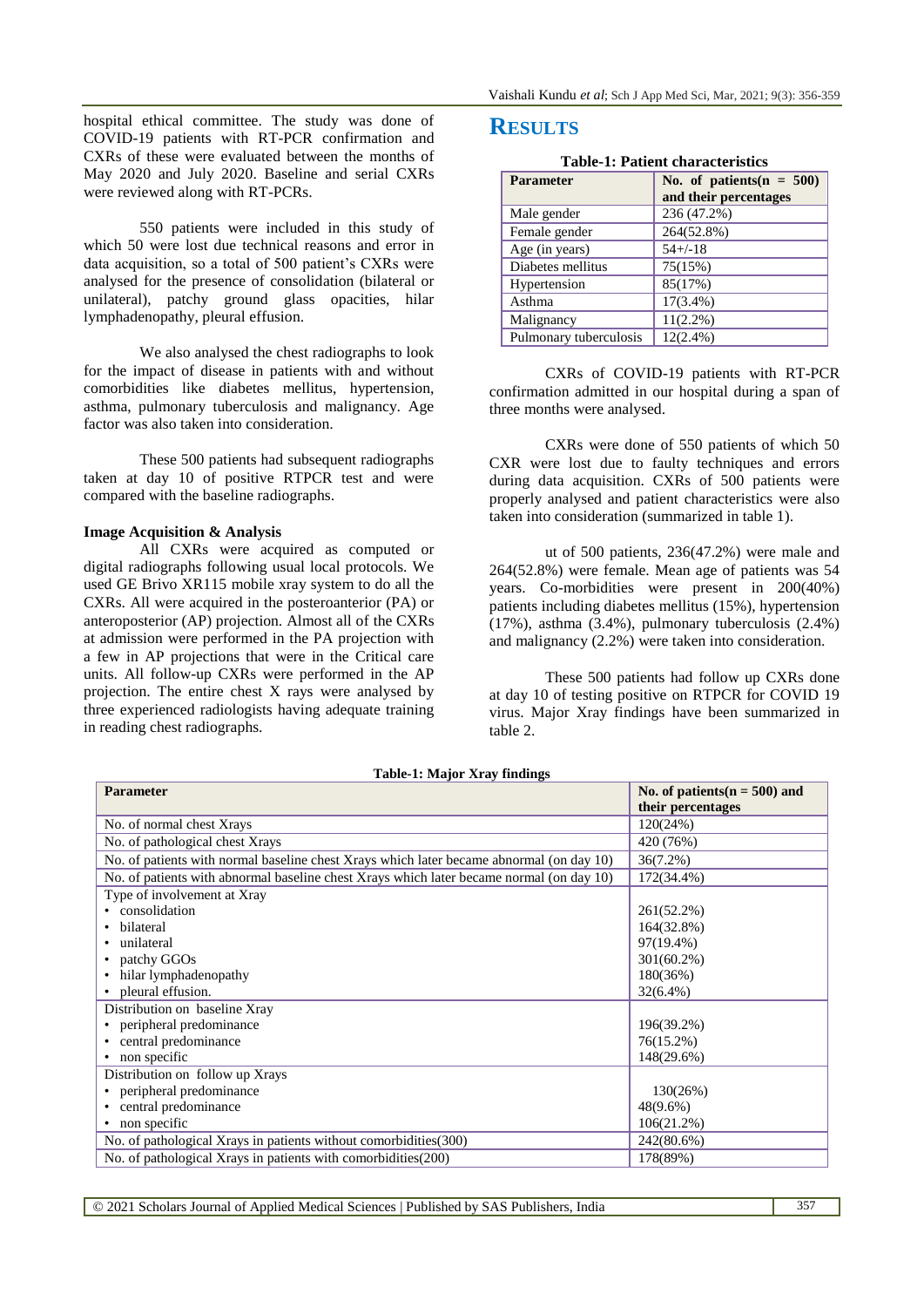hospital ethical committee. The study was done of COVID-19 patients with RT-PCR confirmation and CXRs of these were evaluated between the months of May 2020 and July 2020. Baseline and serial CXRs were reviewed along with RT-PCRs.

550 patients were included in this study of which 50 were lost due technical reasons and error in data acquisition, so a total of 500 patient's CXRs were analysed for the presence of consolidation (bilateral or unilateral), patchy ground glass opacities, hilar lymphadenopathy, pleural effusion.

We also analysed the chest radiographs to look for the impact of disease in patients with and without comorbidities like diabetes mellitus, hypertension, asthma, pulmonary tuberculosis and malignancy. Age factor was also taken into consideration.

These 500 patients had subsequent radiographs taken at day 10 of positive RTPCR test and were compared with the baseline radiographs.

**Image Acquisition & Analysis**

All CXRs were acquired as computed or digital radiographs following usual local protocols. We used GE Brivo XR115 mobile xray system to do all the CXRs. All were acquired in the posteroanterior (PA) or anteroposterior (AP) projection. Almost all of the CXRs at admission were performed in the PA projection with a few in AP projections that were in the Critical care units. All follow-up CXRs were performed in the AP projection. The entire chest X rays were analysed by three experienced radiologists having adequate training in reading chest radiographs.

# RESULTS

**Table-1: Patient characteristics**

| Parameter | No. of patients(n = 500) and their percentages |
|---|---|
| Male gender | 236 (47.2%) |
| Female gender | 264(52.8%) |
| Age (in years) | 54+/-18 |
| Diabetes mellitus | 75(15%) |
| Hypertension | 85(17%) |
| Asthma | 17(3.4%) |
| Malignancy | 11(2.2%) |
| Pulmonary tuberculosis | 12(2.4%) |

CXRs of COVID-19 patients with RT-PCR confirmation admitted in our hospital during a span of three months were analysed.

CXRs were done of 550 patients of which 50 CXR were lost due to faulty techniques and errors during data acquisition. CXRs of 500 patients were properly analysed and patient characteristics were also taken into consideration (summarized in table 1).

ut of 500 patients, 236(47.2%) were male and 264(52.8%) were female. Mean age of patients was 54 years. Co-morbidities were present in 200(40%) patients including diabetes mellitus (15%), hypertension (17%), asthma (3.4%), pulmonary tuberculosis (2.4%) and malignancy (2.2%) were taken into consideration.

These 500 patients had follow up CXRs done at day 10 of testing positive on RTPCR for COVID 19 virus. Major Xray findings have been summarized in table 2.

**Table-1: Major Xray findings**

| Parameter | No. of patients(n = 500) and their percentages |
|---|---|
| No. of normal chest Xrays | 120(24%) |
| No. of pathological chest Xrays | 420 (76%) |
| No. of patients with normal baseline chest Xrays which later became abnormal (on day 10) | 36(7.2%) |
| No. of patients with abnormal baseline chest Xrays which later became normal (on day 10) | 172(34.4%) |
| Type of involvement at Xray | |
| • consolidation | 261(52.2%) |
| • bilateral | 164(32.8%) |
| • unilateral | 97(19.4%) |
| • patchy GGOs | 301(60.2%) |
| • hilar lymphadenopathy | 180(36%) |
| • pleural effusion. | 32(6.4%) |
| Distribution on baseline Xray | |
| • peripheral predominance | 196(39.2%) |
| • central predominance | 76(15.2%) |
| • non specific | 148(29.6%) |
| Distribution on follow up Xrays | |
| • peripheral predominance | 130(26%) |
| • central predominance | 48(9.6%) |
| • non specific | 106(21.2%) |
| No. of pathological Xrays in patients without comorbidities(300) | 242(80.6%) |
| No. of pathological Xrays in patients with comorbidities(200) | 178(89%) |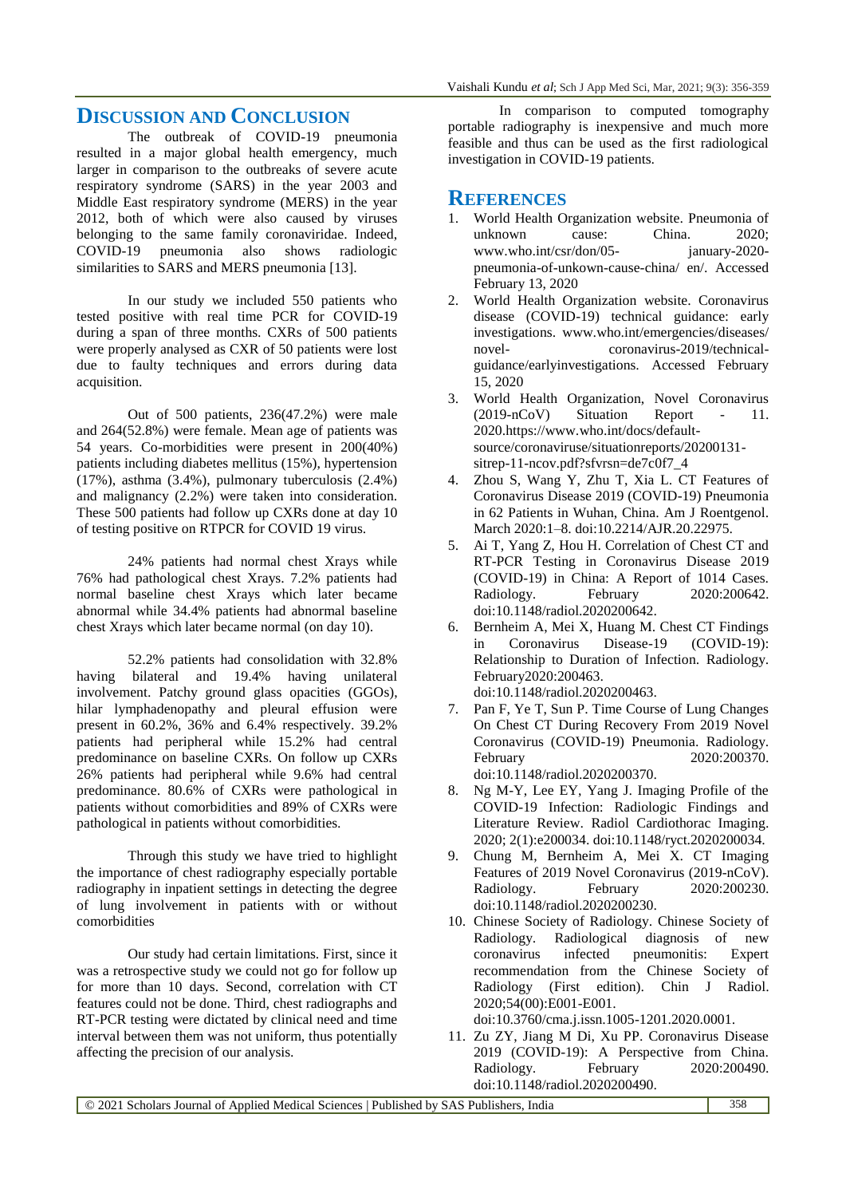# Discussion and Conclusion

The outbreak of COVID-19 pneumonia resulted in a major global health emergency, much larger in comparison to the outbreaks of severe acute respiratory syndrome (SARS) in the year 2003 and Middle East respiratory syndrome (MERS) in the year 2012, both of which were also caused by viruses belonging to the same family coronaviridae. Indeed, COVID-19 pneumonia also shows radiologic similarities to SARS and MERS pneumonia [13].

In our study we included 550 patients who tested positive with real time PCR for COVID-19 during a span of three months. CXRs of 500 patients were properly analysed as CXR of 50 patients were lost due to faulty techniques and errors during data acquisition.

Out of 500 patients, 236(47.2%) were male and 264(52.8%) were female. Mean age of patients was 54 years. Co-morbidities were present in 200(40%) patients including diabetes mellitus (15%), hypertension (17%), asthma (3.4%), pulmonary tuberculosis (2.4%) and malignancy (2.2%) were taken into consideration. These 500 patients had follow up CXRs done at day 10 of testing positive on RTPCR for COVID 19 virus.

24% patients had normal chest Xrays while 76% had pathological chest Xrays. 7.2% patients had normal baseline chest Xrays which later became abnormal while 34.4% patients had abnormal baseline chest Xrays which later became normal (on day 10).

52.2% patients had consolidation with 32.8% having bilateral and 19.4% having unilateral involvement. Patchy ground glass opacities (GGOs), hilar lymphadenopathy and pleural effusion were present in 60.2%, 36% and 6.4% respectively. 39.2% patients had peripheral while 15.2% had central predominance on baseline CXRs. On follow up CXRs 26% patients had peripheral while 9.6% had central predominance. 80.6% of CXRs were pathological in patients without comorbidities and 89% of CXRs were pathological in patients without comorbidities.

Through this study we have tried to highlight the importance of chest radiography especially portable radiography in inpatient settings in detecting the degree of lung involvement in patients with or without comorbidities

Our study had certain limitations. First, since it was a retrospective study we could not go for follow up for more than 10 days. Second, correlation with CT features could not be done. Third, chest radiographs and RT-PCR testing were dictated by clinical need and time interval between them was not uniform, thus potentially affecting the precision of our analysis.

In comparison to computed tomography portable radiography is inexpensive and much more feasible and thus can be used as the first radiological investigation in COVID-19 patients.

# References

1. World Health Organization website. Pneumonia of unknown cause: China. 2020; www.who.int/csr/don/05- january-2020-pneumonia-of-unkown-cause-china/ en/. Accessed February 13, 2020
2. World Health Organization website. Coronavirus disease (COVID-19) technical guidance: early investigations. www.who.int/emergencies/diseases/ novel- coronavirus-2019/technical-guidance/earlyinvestigations. Accessed February 15, 2020
3. World Health Organization, Novel Coronavirus (2019-nCoV) Situation Report - 11. 2020.https://www.who.int/docs/default-source/coronaviruse/situationreports/20200131-sitrep-11-ncov.pdf?sfvrsn=de7c0f7_4
4. Zhou S, Wang Y, Zhu T, Xia L. CT Features of Coronavirus Disease 2019 (COVID-19) Pneumonia in 62 Patients in Wuhan, China. Am J Roentgenol. March 2020:1–8. doi:10.2214/AJR.20.22975.
5. Ai T, Yang Z, Hou H. Correlation of Chest CT and RT-PCR Testing in Coronavirus Disease 2019 (COVID-19) in China: A Report of 1014 Cases. Radiology. February 2020:200642. doi:10.1148/radiol.2020200642.
6. Bernheim A, Mei X, Huang M. Chest CT Findings in Coronavirus Disease-19 (COVID-19): Relationship to Duration of Infection. Radiology. February2020:200463. doi:10.1148/radiol.2020200463.
7. Pan F, Ye T, Sun P. Time Course of Lung Changes On Chest CT During Recovery From 2019 Novel Coronavirus (COVID-19) Pneumonia. Radiology. February 2020:200370. doi:10.1148/radiol.2020200370.
8. Ng M-Y, Lee EY, Yang J. Imaging Profile of the COVID-19 Infection: Radiologic Findings and Literature Review. Radiol Cardiothorac Imaging. 2020; 2(1):e200034. doi:10.1148/ryct.2020200034.
9. Chung M, Bernheim A, Mei X. CT Imaging Features of 2019 Novel Coronavirus (2019-nCoV). Radiology. February 2020:200230. doi:10.1148/radiol.2020200230.
10. Chinese Society of Radiology. Chinese Society of Radiology. Radiological diagnosis of new coronavirus infected pneumonitis: Expert recommendation from the Chinese Society of Radiology (First edition). Chin J Radiol. 2020;54(00):E001-E001. doi:10.3760/cma.j.issn.1005-1201.2020.0001.
11. Zu ZY, Jiang M Di, Xu PP. Coronavirus Disease 2019 (COVID-19): A Perspective from China. Radiology. February 2020:200490. doi:10.1148/radiol.2020200490.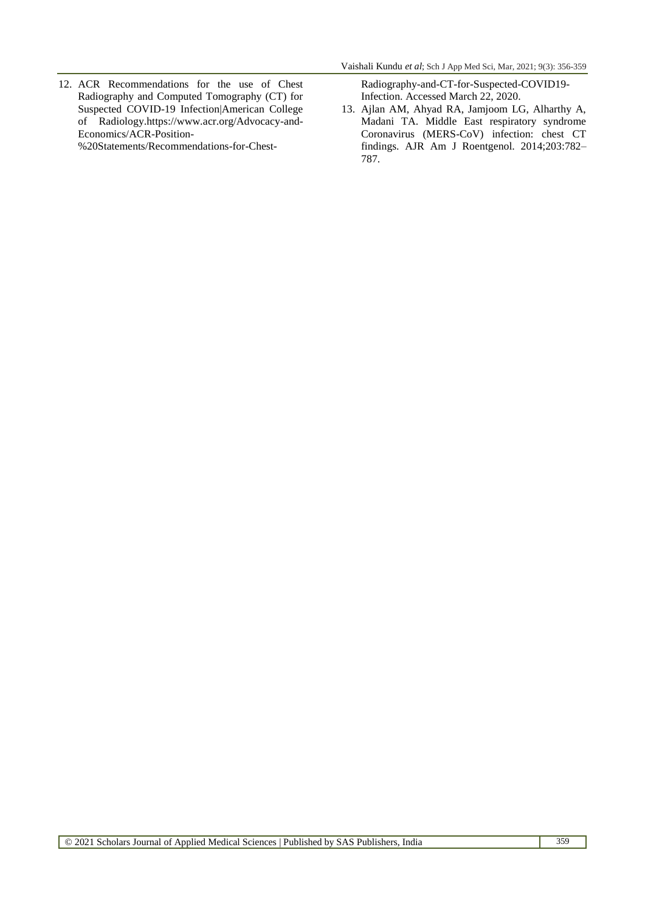12. ACR Recommendations for the use of Chest Radiography and Computed Tomography (CT) for Suspected COVID-19 Infection|American College of Radiology.https://www.acr.org/Advocacy-and-Economics/ACR-Position-%20Statements/Recommendations-for-Chest-Radiography-and-CT-for-Suspected-COVID19-Infection. Accessed March 22, 2020.
13. Ajlan AM, Ahyad RA, Jamjoom LG, Alharthy A, Madani TA. Middle East respiratory syndrome Coronavirus (MERS-CoV) infection: chest CT findings. AJR Am J Roentgenol. 2014;203:782–787.